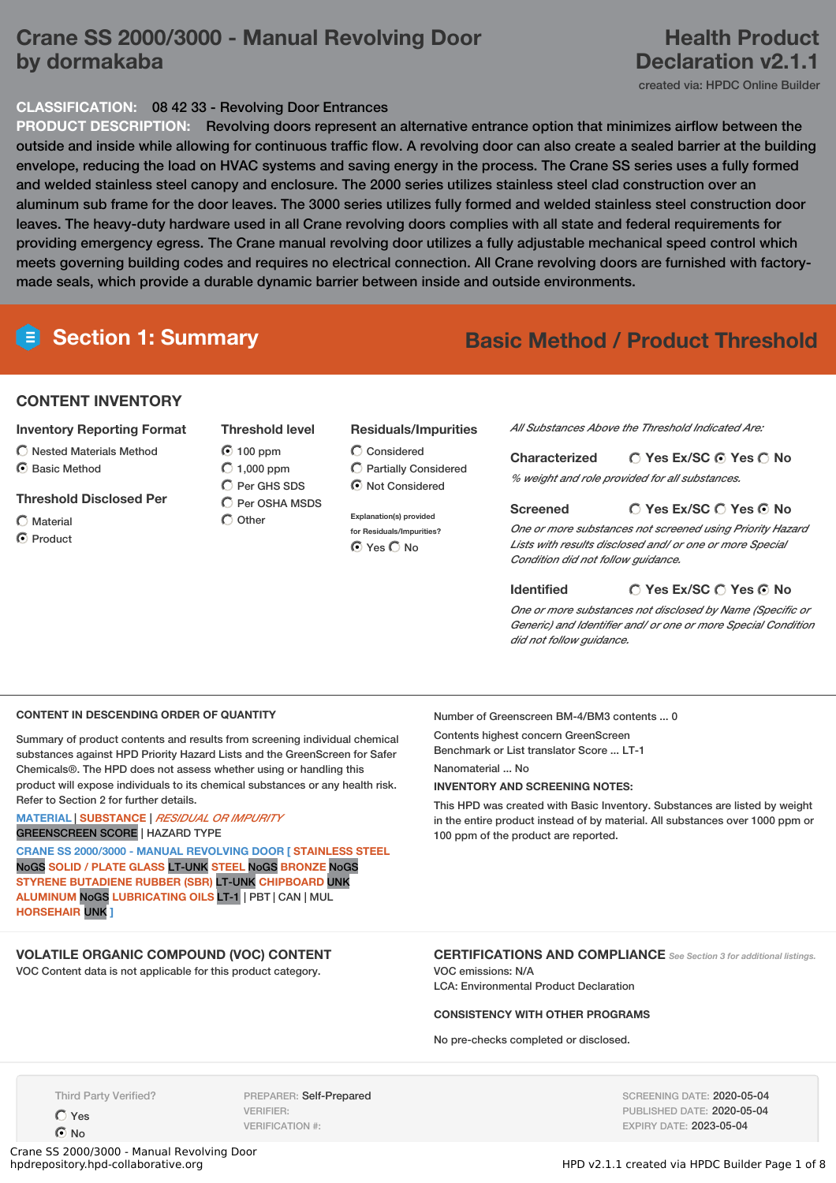# Crane SS 2000/3000 - Manual Revolving Door by dormakaba

**Health Product Declaration v2.1.1**

created via: HPDC Online Builder

**CLASSIFICATION:** 08 42 33 - Revolving Door Entrances

**PRODUCT DESCRIPTION:** Revolving doors represent an alternative entrance option that minimizes airflow between the outside and inside while allowing for continuous traffic flow. A revolving door can also create a sealed barrier at the building envelope, reducing the load on HVAC systems and saving energy in the process. The Crane SS series uses a fully formed and welded stainless steel canopy and enclosure. The 2000 series utilizes stainless steel clad construction over an aluminum sub frame for the door leaves. The 3000 series utilizes fully formed and welded stainless steel construction door leaves. The heavy-duty hardware used in all Crane revolving doors complies with all state and federal requirements for providing emergency egress. The Crane manual revolving door utilizes a fully adjustable mechanical speed control which meets governing building codes and requires no electrical connection. All Crane revolving doors are furnished with factory-made seals, which provide a durable dynamic barrier between inside and outside environments.

## Section 1: Summary

**Basic Method / Product Threshold**

### CONTENT INVENTORY

**Inventory Reporting Format**
- ○ Nested Materials Method
- ◉ Basic Method

**Threshold Disclosed Per**
- ○ Material
- ◉ Product

**Threshold level**
- ◉ 100 ppm
- ○ 1,000 ppm
- ○ Per GHS SDS
- ○ Per OSHA MSDS
- ○ Other

**Residuals/Impurities**
- ○ Considered
- ○ Partially Considered
- ◉ Not Considered

Explanation(s) provided for Residuals/Impurities?
◉ Yes ○ No

*All Substances Above the Threshold Indicated Are:*

**Characterized** ○ Yes Ex/SC ◉ Yes ○ No

*% weight and role provided for all substances.*

**Screened** ○ Yes Ex/SC ○ Yes ◉ No

*One or more substances not screened using Priority Hazard Lists with results disclosed and/ or one or more Special Condition did not follow guidance.*

**Identified** ○ Yes Ex/SC ○ Yes ◉ No

*One or more substances not disclosed by Name (Specific or Generic) and Identifier and/ or one or more Special Condition did not follow guidance.*

### CONTENT IN DESCENDING ORDER OF QUANTITY

Summary of product contents and results from screening individual chemical substances against HPD Priority Hazard Lists and the GreenScreen for Safer Chemicals®. The HPD does not assess whether using or handling this product will expose individuals to its chemical substances or any health risk. Refer to Section 2 for further details.

MATERIAL | SUBSTANCE | *RESIDUAL OR IMPURITY*
GREENSCREEN SCORE | HAZARD TYPE

CRANE SS 2000/3000 - MANUAL REVOLVING DOOR [ STAINLESS STEEL NoGS SOLID / PLATE GLASS LT-UNK STEEL NoGS BRONZE NoGS STYRENE BUTADIENE RUBBER (SBR) LT-UNK CHIPBOARD UNK ALUMINUM NoGS LUBRICATING OILS LT-1 | PBT | CAN | MUL HORSEHAIR UNK ]

Number of Greenscreen BM-4/BM3 contents ... 0

Contents highest concern GreenScreen Benchmark or List translator Score ... LT-1

Nanomaterial ... No

**INVENTORY AND SCREENING NOTES:**

This HPD was created with Basic Inventory. Substances are listed by weight in the entire product instead of by material. All substances over 1000 ppm or 100 ppm of the product are reported.

### VOLATILE ORGANIC COMPOUND (VOC) CONTENT

VOC Content data is not applicable for this product category.

### CERTIFICATIONS AND COMPLIANCE

*See Section 3 for additional listings.*

VOC emissions: N/A
LCA: Environmental Product Declaration

**CONSISTENCY WITH OTHER PROGRAMS**

No pre-checks completed or disclosed.

Third Party Verified?
- ○ Yes
- ◉ No

PREPARER: Self-Prepared
VERIFIER:
VERIFICATION #:

SCREENING DATE: 2020-05-04
PUBLISHED DATE: 2020-05-04
EXPIRY DATE: 2023-05-04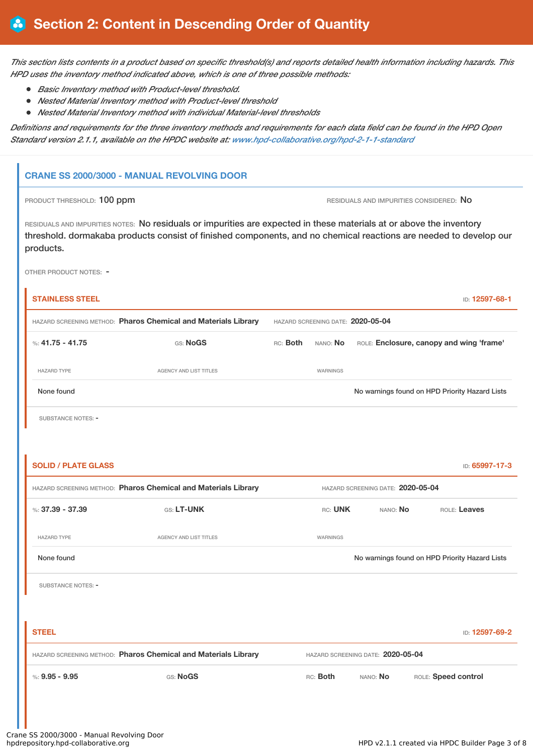# Section 2: Content in Descending Order of Quantity

*This section lists contents in a product based on specific threshold(s) and reports detailed health information including hazards. This HPD uses the inventory method indicated above, which is one of three possible methods:*

- *Basic Inventory method with Product-level threshold.*
- *Nested Material Inventory method with Product-level threshold*
- *Nested Material Inventory method with individual Material-level thresholds*

*Definitions and requirements for the three inventory methods and requirements for each data field can be found in the HPD Open Standard version 2.1.1, available on the HPDC website at: www.hpd-collaborative.org/hpd-2-1-1-standard*

## CRANE SS 2000/3000 - MANUAL REVOLVING DOOR

PRODUCT THRESHOLD: 100 ppm

RESIDUALS AND IMPURITIES CONSIDERED: No

RESIDUALS AND IMPURITIES NOTES: No residuals or impurities are expected in these materials at or above the inventory threshold. dormakaba products consist of finished components, and no chemical reactions are needed to develop our products.

OTHER PRODUCT NOTES: -

### STAINLESS STEEL

ID: 12597-68-1

HAZARD SCREENING METHOD: **Pharos Chemical and Materials Library** HAZARD SCREENING DATE: **2020-05-04**

%: **41.75 - 41.75** GS: **NoGS** RC: **Both** NANO: **No** ROLE: **Enclosure, canopy and wing 'frame'**

| HAZARD TYPE | AGENCY AND LIST TITLES | WARNINGS |
|---|---|---|
| None found | | No warnings found on HPD Priority Hazard Lists |

SUBSTANCE NOTES: -

### SOLID / PLATE GLASS

ID: 65997-17-3

HAZARD SCREENING METHOD: **Pharos Chemical and Materials Library** HAZARD SCREENING DATE: **2020-05-04**

%: **37.39 - 37.39** GS: **LT-UNK** RC: **UNK** NANO: **No** ROLE: **Leaves**

| HAZARD TYPE | AGENCY AND LIST TITLES | WARNINGS |
|---|---|---|
| None found | | No warnings found on HPD Priority Hazard Lists |

SUBSTANCE NOTES: -

### STEEL

ID: 12597-69-2

HAZARD SCREENING METHOD: **Pharos Chemical and Materials Library** HAZARD SCREENING DATE: **2020-05-04**

%: **9.95 - 9.95** GS: **NoGS** RC: **Both** NANO: **No** ROLE: **Speed control**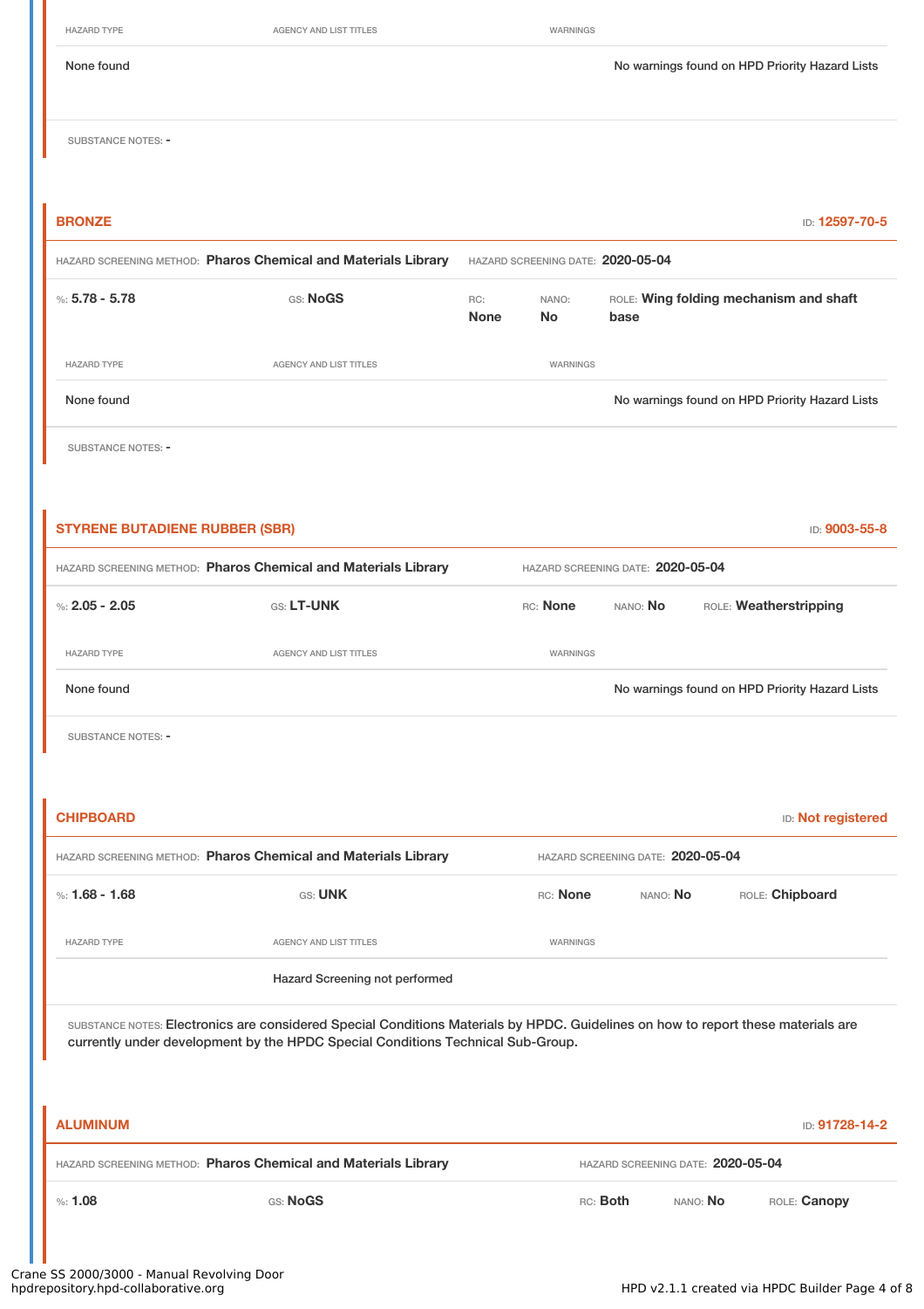| HAZARD TYPE | AGENCY AND LIST TITLES | WARNINGS |
|---|---|---|
| None found | | No warnings found on HPD Priority Hazard Lists |

SUBSTANCE NOTES: -

### BRONZE

ID: **12597-70-5**

HAZARD SCREENING METHOD: **Pharos Chemical and Materials Library** HAZARD SCREENING DATE: **2020-05-04**

%: **5.78 - 5.78** GS: **NoGS** RC: **None** NANO: **No** ROLE: **Wing folding mechanism and shaft base**

| HAZARD TYPE | AGENCY AND LIST TITLES | WARNINGS |
|---|---|---|
| None found | | No warnings found on HPD Priority Hazard Lists |

SUBSTANCE NOTES: -

### STYRENE BUTADIENE RUBBER (SBR)

ID: **9003-55-8**

HAZARD SCREENING METHOD: **Pharos Chemical and Materials Library** HAZARD SCREENING DATE: **2020-05-04**

%: **2.05 - 2.05** GS: **LT-UNK** RC: **None** NANO: **No** ROLE: **Weatherstripping**

| HAZARD TYPE | AGENCY AND LIST TITLES | WARNINGS |
|---|---|---|
| None found | | No warnings found on HPD Priority Hazard Lists |

SUBSTANCE NOTES: -

### CHIPBOARD

ID: **Not registered**

HAZARD SCREENING METHOD: **Pharos Chemical and Materials Library** HAZARD SCREENING DATE: **2020-05-04**

%: **1.68 - 1.68** GS: **UNK** RC: **None** NANO: **No** ROLE: **Chipboard**

| HAZARD TYPE | AGENCY AND LIST TITLES | WARNINGS |
|---|---|---|
| | Hazard Screening not performed | |

SUBSTANCE NOTES: Electronics are considered Special Conditions Materials by HPDC. Guidelines on how to report these materials are currently under development by the HPDC Special Conditions Technical Sub-Group.

### ALUMINUM

ID: **91728-14-2**

HAZARD SCREENING METHOD: **Pharos Chemical and Materials Library** HAZARD SCREENING DATE: **2020-05-04**

%: **1.08** GS: **NoGS** RC: **Both** NANO: **No** ROLE: **Canopy**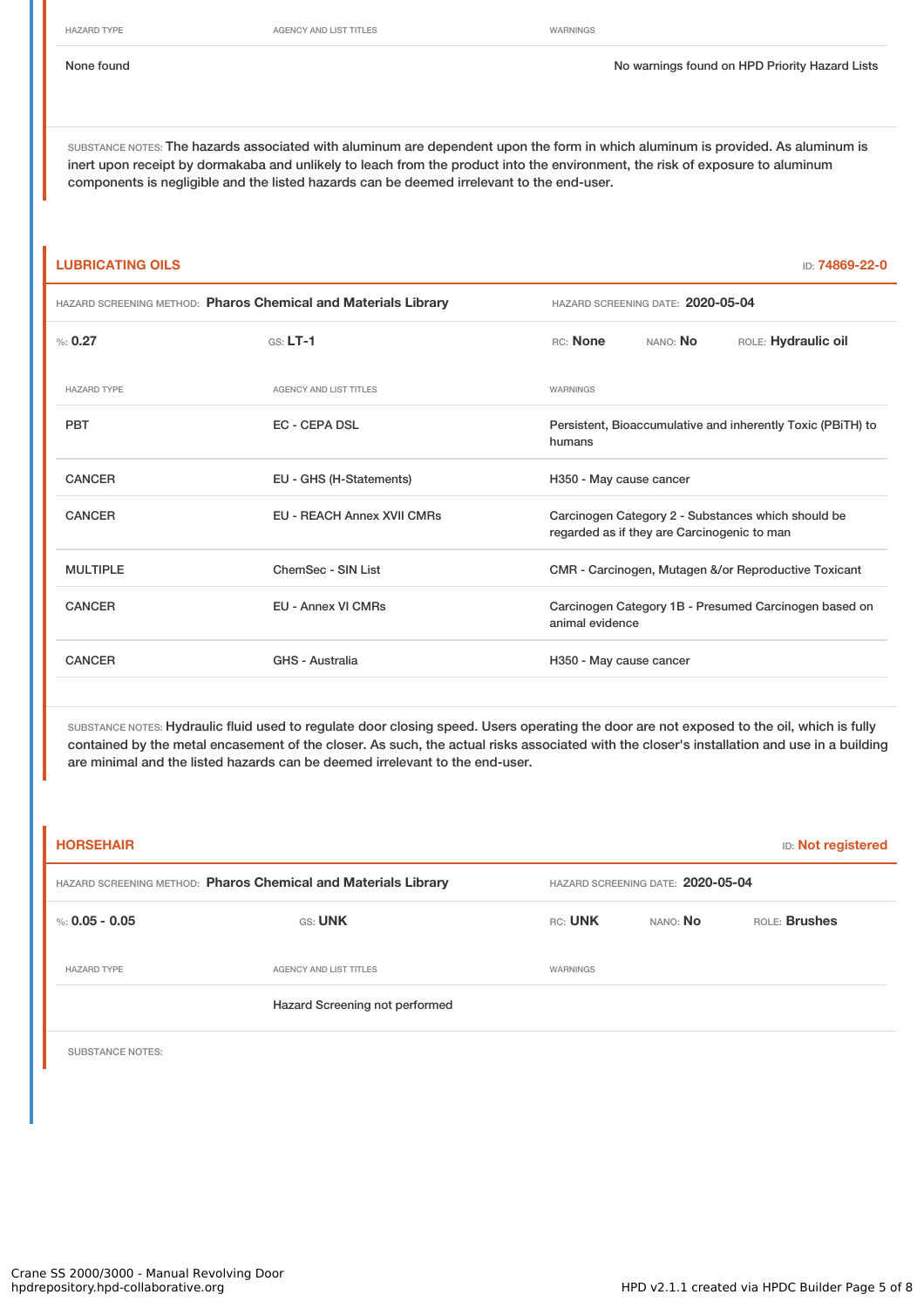| HAZARD TYPE | AGENCY AND LIST TITLES | WARNINGS |
| --- | --- | --- |
| None found | | No warnings found on HPD Priority Hazard Lists |

SUBSTANCE NOTES: The hazards associated with aluminum are dependent upon the form in which aluminum is provided. As aluminum is inert upon receipt by dormakaba and unlikely to leach from the product into the environment, the risk of exposure to aluminum components is negligible and the listed hazards can be deemed irrelevant to the end-user.

## LUBRICATING OILS

ID: 74869-22-0

HAZARD SCREENING METHOD: **Pharos Chemical and Materials Library** HAZARD SCREENING DATE: **2020-05-04**

%: **0.27** GS: **LT-1** RC: **None** NANO: **No** ROLE: **Hydraulic oil**

| HAZARD TYPE | AGENCY AND LIST TITLES | WARNINGS |
| --- | --- | --- |
| PBT | EC - CEPA DSL | Persistent, Bioaccumulative and inherently Toxic (PBiTH) to humans |
| CANCER | EU - GHS (H-Statements) | H350 - May cause cancer |
| CANCER | EU - REACH Annex XVII CMRs | Carcinogen Category 2 - Substances which should be regarded as if they are Carcinogenic to man |
| MULTIPLE | ChemSec - SIN List | CMR - Carcinogen, Mutagen &/or Reproductive Toxicant |
| CANCER | EU - Annex VI CMRs | Carcinogen Category 1B - Presumed Carcinogen based on animal evidence |
| CANCER | GHS - Australia | H350 - May cause cancer |

SUBSTANCE NOTES: Hydraulic fluid used to regulate door closing speed. Users operating the door are not exposed to the oil, which is fully contained by the metal encasement of the closer. As such, the actual risks associated with the closer's installation and use in a building are minimal and the listed hazards can be deemed irrelevant to the end-user.

## HORSEHAIR

ID: Not registered

HAZARD SCREENING METHOD: **Pharos Chemical and Materials Library** HAZARD SCREENING DATE: **2020-05-04**

%: **0.05 - 0.05** GS: **UNK** RC: **UNK** NANO: **No** ROLE: **Brushes**

| HAZARD TYPE | AGENCY AND LIST TITLES | WARNINGS |
| --- | --- | --- |
| | Hazard Screening not performed | |

SUBSTANCE NOTES: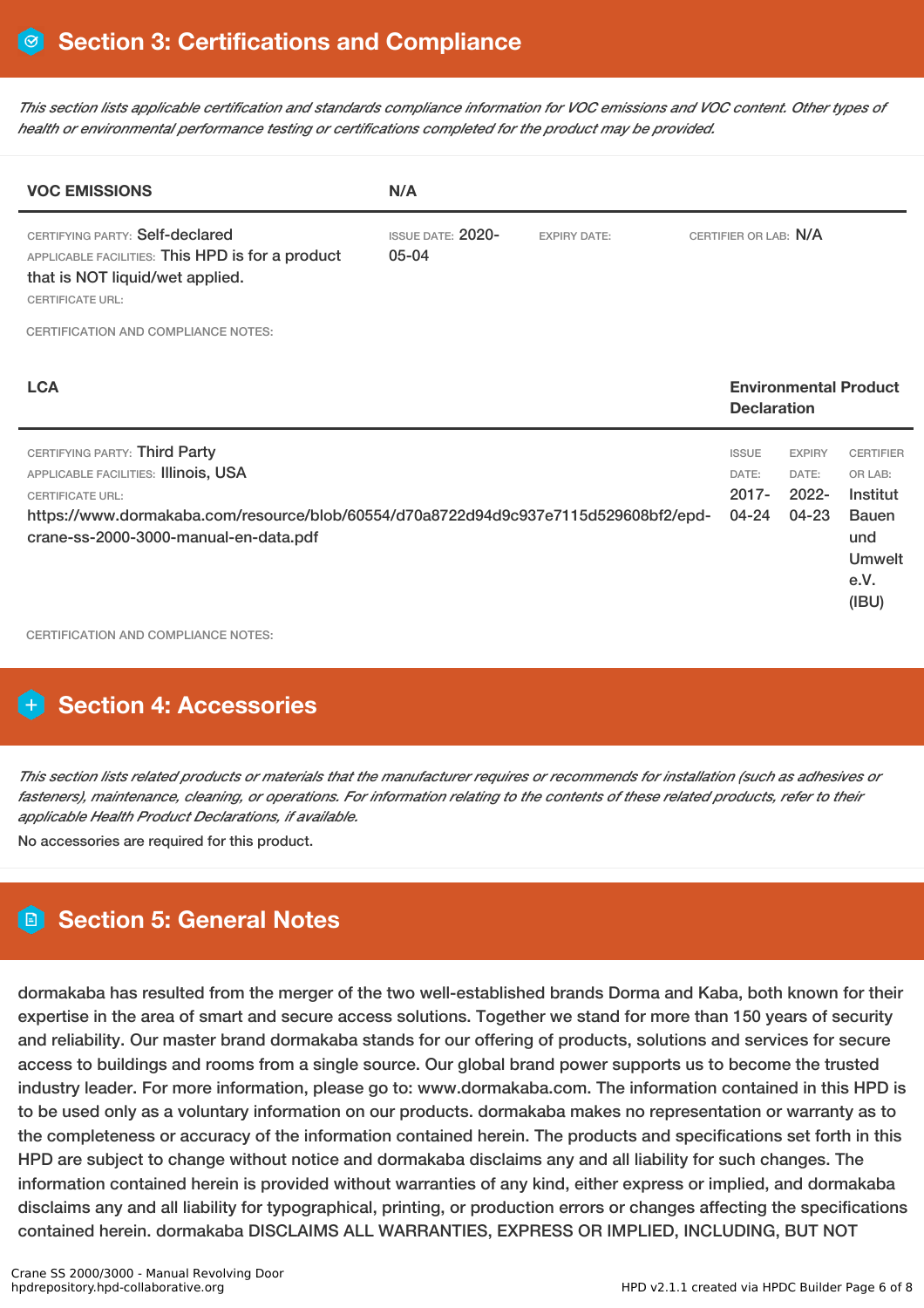## Section 3: Certifications and Compliance

*This section lists applicable certification and standards compliance information for VOC emissions and VOC content. Other types of health or environmental performance testing or certifications completed for the product may be provided.*

| **VOC EMISSIONS** | **N/A** | | |
|---|---|---|---|
| CERTIFYING PARTY: Self-declared<br>APPLICABLE FACILITIES: This HPD is for a product that is NOT liquid/wet applied.<br>CERTIFICATE URL: | ISSUE DATE: 2020-05-04 | EXPIRY DATE: | CERTIFIER OR LAB: N/A |

CERTIFICATION AND COMPLIANCE NOTES:

| **LCA** | **Environmental Product Declaration** | | |
|---|---|---|---|
| CERTIFYING PARTY: Third Party<br>APPLICABLE FACILITIES: Illinois, USA<br>CERTIFICATE URL:<br>https://www.dormakaba.com/resource/blob/60554/d70a8722d94d9c937e7115d529608bf2/epd-crane-ss-2000-3000-manual-en-data.pdf | ISSUE DATE: 2017-04-24 | EXPIRY DATE: 2022-04-23 | CERTIFIER OR LAB: Institut Bauen und Umwelt e.V. (IBU) |

CERTIFICATION AND COMPLIANCE NOTES:

## Section 4: Accessories

*This section lists related products or materials that the manufacturer requires or recommends for installation (such as adhesives or fasteners), maintenance, cleaning, or operations. For information relating to the contents of these related products, refer to their applicable Health Product Declarations, if available.*

No accessories are required for this product.

## Section 5: General Notes

dormakaba has resulted from the merger of the two well-established brands Dorma and Kaba, both known for their expertise in the area of smart and secure access solutions. Together we stand for more than 150 years of security and reliability. Our master brand dormakaba stands for our offering of products, solutions and services for secure access to buildings and rooms from a single source. Our global brand power supports us to become the trusted industry leader. For more information, please go to: www.dormakaba.com. The information contained in this HPD is to be used only as a voluntary information on our products. dormakaba makes no representation or warranty as to the completeness or accuracy of the information contained herein. The products and specifications set forth in this HPD are subject to change without notice and dormakaba disclaims any and all liability for such changes. The information contained herein is provided without warranties of any kind, either express or implied, and dormakaba disclaims any and all liability for typographical, printing, or production errors or changes affecting the specifications contained herein. dormakaba DISCLAIMS ALL WARRANTIES, EXPRESS OR IMPLIED, INCLUDING, BUT NOT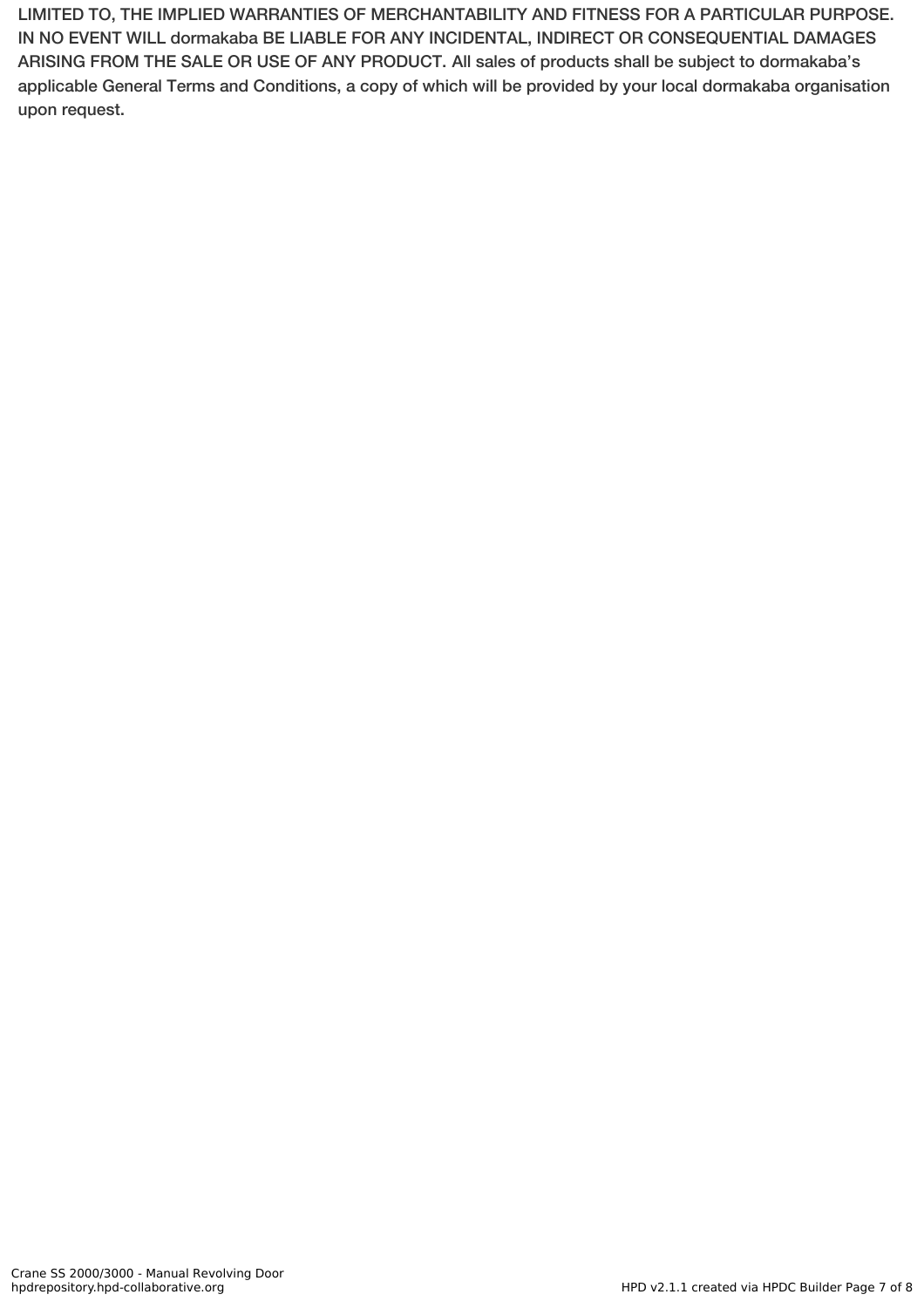**LIMITED TO, THE IMPLIED WARRANTIES OF MERCHANTABILITY AND FITNESS FOR A PARTICULAR PURPOSE. IN NO EVENT WILL dormakaba BE LIABLE FOR ANY INCIDENTAL, INDIRECT OR CONSEQUENTIAL DAMAGES ARISING FROM THE SALE OR USE OF ANY PRODUCT. All sales of products shall be subject to dormakaba's applicable General Terms and Conditions, a copy of which will be provided by your local dormakaba organisation upon request.**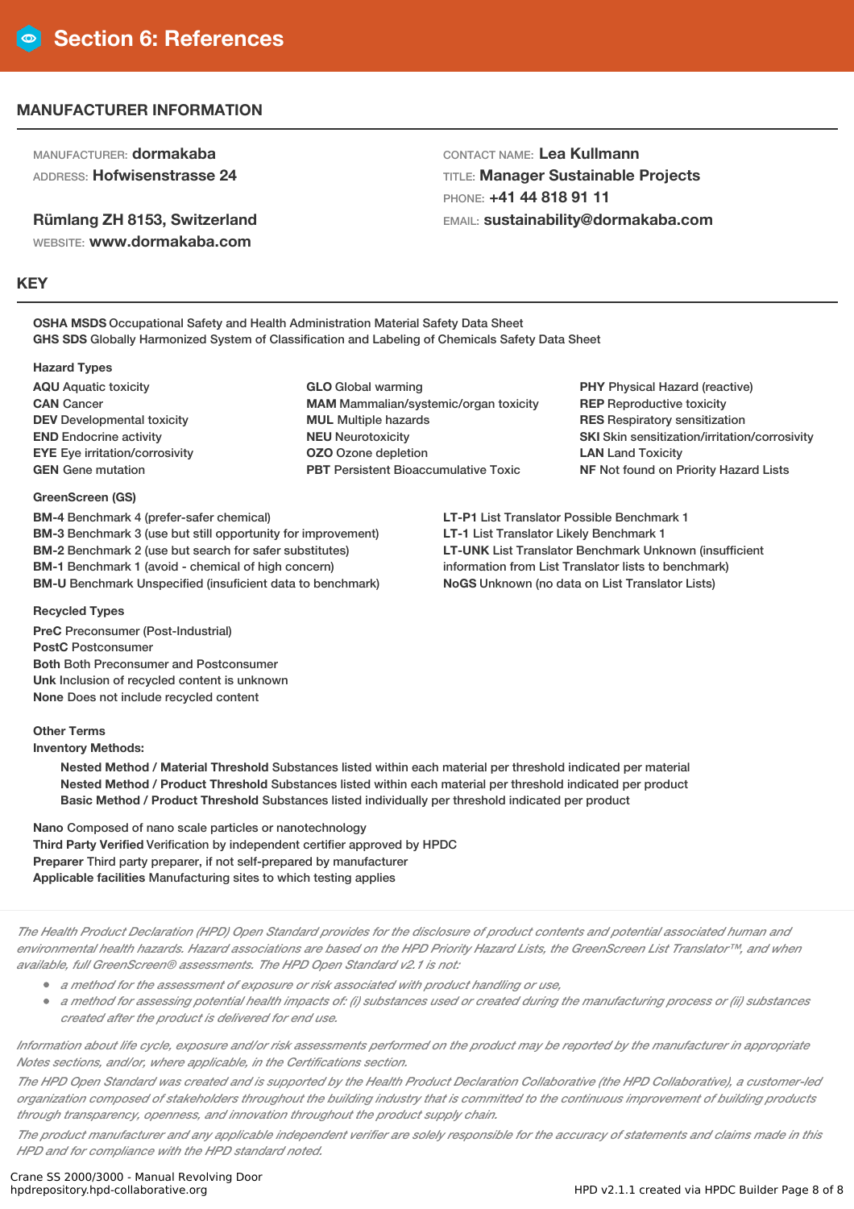# Section 6: References

## MANUFACTURER INFORMATION

MANUFACTURER: **dormakaba**
ADDRESS: **Hofwisenstrasse 24**

**Rümlang ZH 8153, Switzerland**
WEBSITE: **www.dormakaba.com**

CONTACT NAME: **Lea Kullmann**
TITLE: **Manager Sustainable Projects**
PHONE: **+41 44 818 91 11**
EMAIL: **sustainability@dormakaba.com**

## KEY

**OSHA MSDS** Occupational Safety and Health Administration Material Safety Data Sheet
**GHS SDS** Globally Harmonized System of Classification and Labeling of Chemicals Safety Data Sheet

**Hazard Types**

**AQU** Aquatic toxicity
**CAN** Cancer
**DEV** Developmental toxicity
**END** Endocrine activity
**EYE** Eye irritation/corrosivity
**GEN** Gene mutation
**GLO** Global warming
**MAM** Mammalian/systemic/organ toxicity
**MUL** Multiple hazards
**NEU** Neurotoxicity
**OZO** Ozone depletion
**PBT** Persistent Bioaccumulative Toxic
**PHY** Physical Hazard (reactive)
**REP** Reproductive toxicity
**RES** Respiratory sensitization
**SKI** Skin sensitization/irritation/corrosivity
**LAN** Land Toxicity
**NF** Not found on Priority Hazard Lists

**GreenScreen (GS)**

**BM-4** Benchmark 4 (prefer-safer chemical)
**BM-3** Benchmark 3 (use but still opportunity for improvement)
**BM-2** Benchmark 2 (use but search for safer substitutes)
**BM-1** Benchmark 1 (avoid - chemical of high concern)
**BM-U** Benchmark Unspecified (insuficient data to benchmark)
**LT-P1** List Translator Possible Benchmark 1
**LT-1** List Translator Likely Benchmark 1
**LT-UNK** List Translator Benchmark Unknown (insufficient information from List Translator lists to benchmark)
**NoGS** Unknown (no data on List Translator Lists)

**Recycled Types**

**PreC** Preconsumer (Post-Industrial)
**PostC** Postconsumer
**Both** Both Preconsumer and Postconsumer
**Unk** Inclusion of recycled content is unknown
**None** Does not include recycled content

**Other Terms**
**Inventory Methods:**

- **Nested Method / Material Threshold** Substances listed within each material per threshold indicated per material
- **Nested Method / Product Threshold** Substances listed within each material per threshold indicated per product
- **Basic Method / Product Threshold** Substances listed individually per threshold indicated per product

**Nano** Composed of nano scale particles or nanotechnology
**Third Party Verified** Verification by independent certifier approved by HPDC
**Preparer** Third party preparer, if not self-prepared by manufacturer
**Applicable facilities** Manufacturing sites to which testing applies

*The Health Product Declaration (HPD) Open Standard provides for the disclosure of product contents and potential associated human and environmental health hazards. Hazard associations are based on the HPD Priority Hazard Lists, the GreenScreen List Translator™, and when available, full GreenScreen® assessments. The HPD Open Standard v2.1 is not:*

- *a method for the assessment of exposure or risk associated with product handling or use,*
- *a method for assessing potential health impacts of: (i) substances used or created during the manufacturing process or (ii) substances created after the product is delivered for end use.*

*Information about life cycle, exposure and/or risk assessments performed on the product may be reported by the manufacturer in appropriate Notes sections, and/or, where applicable, in the Certifications section.*

*The HPD Open Standard was created and is supported by the Health Product Declaration Collaborative (the HPD Collaborative), a customer-led organization composed of stakeholders throughout the building industry that is committed to the continuous improvement of building products through transparency, openness, and innovation throughout the product supply chain.*

*The product manufacturer and any applicable independent verifier are solely responsible for the accuracy of statements and claims made in this HPD and for compliance with the HPD standard noted.*